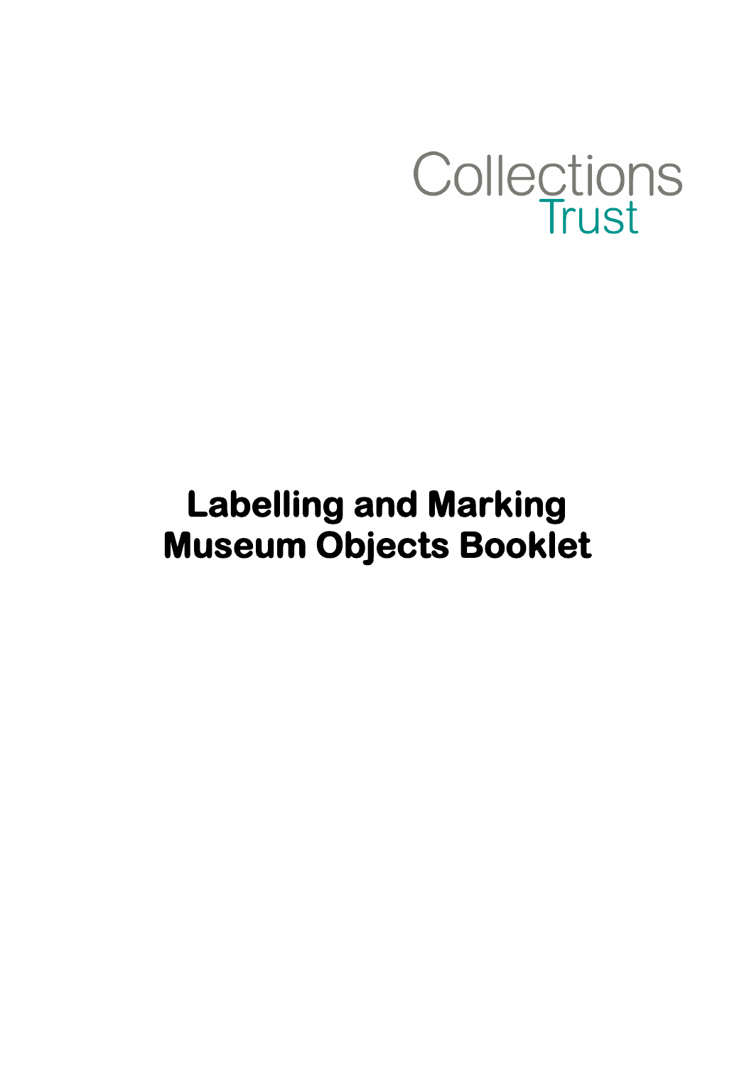Collections Trust

# Labelling and Marking Museum Objects Booklet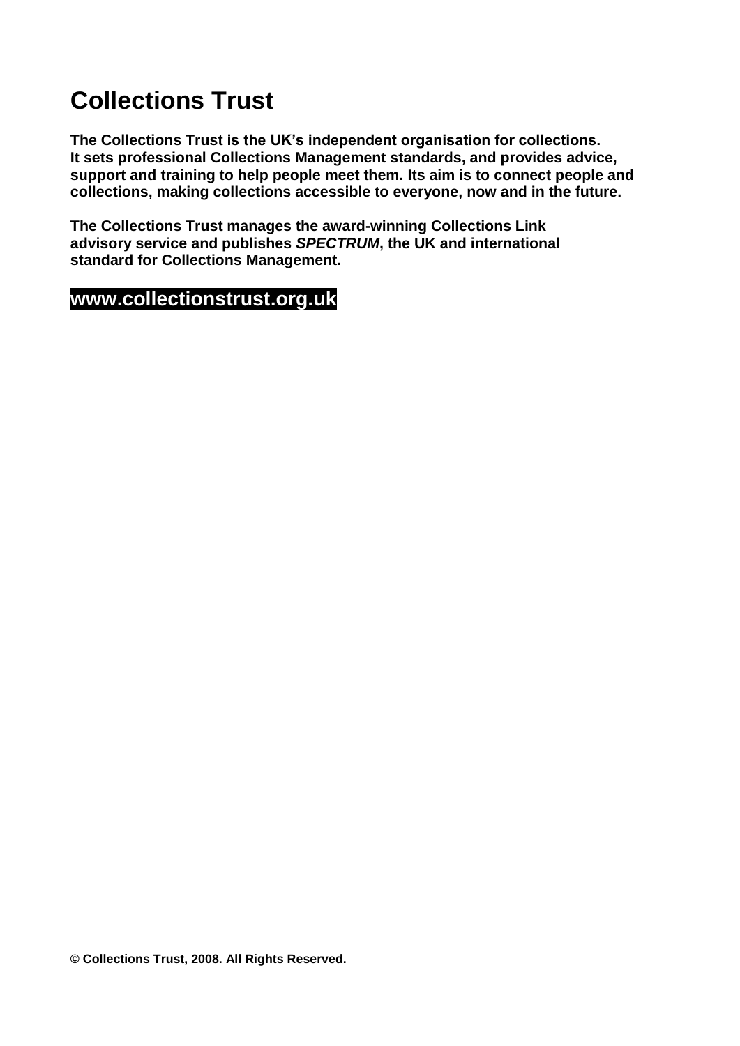# Collections Trust

**The Collections Trust is the UK's independent organisation for collections. It sets professional Collections Management standards, and provides advice, support and training to help people meet them. Its aim is to connect people and collections, making collections accessible to everyone, now and in the future.**

**The Collections Trust manages the award-winning Collections Link advisory service and publishes *SPECTRUM*, the UK and international standard for Collections Management.**

**www.collectionstrust.org.uk**

**© Collections Trust, 2008. All Rights Reserved.**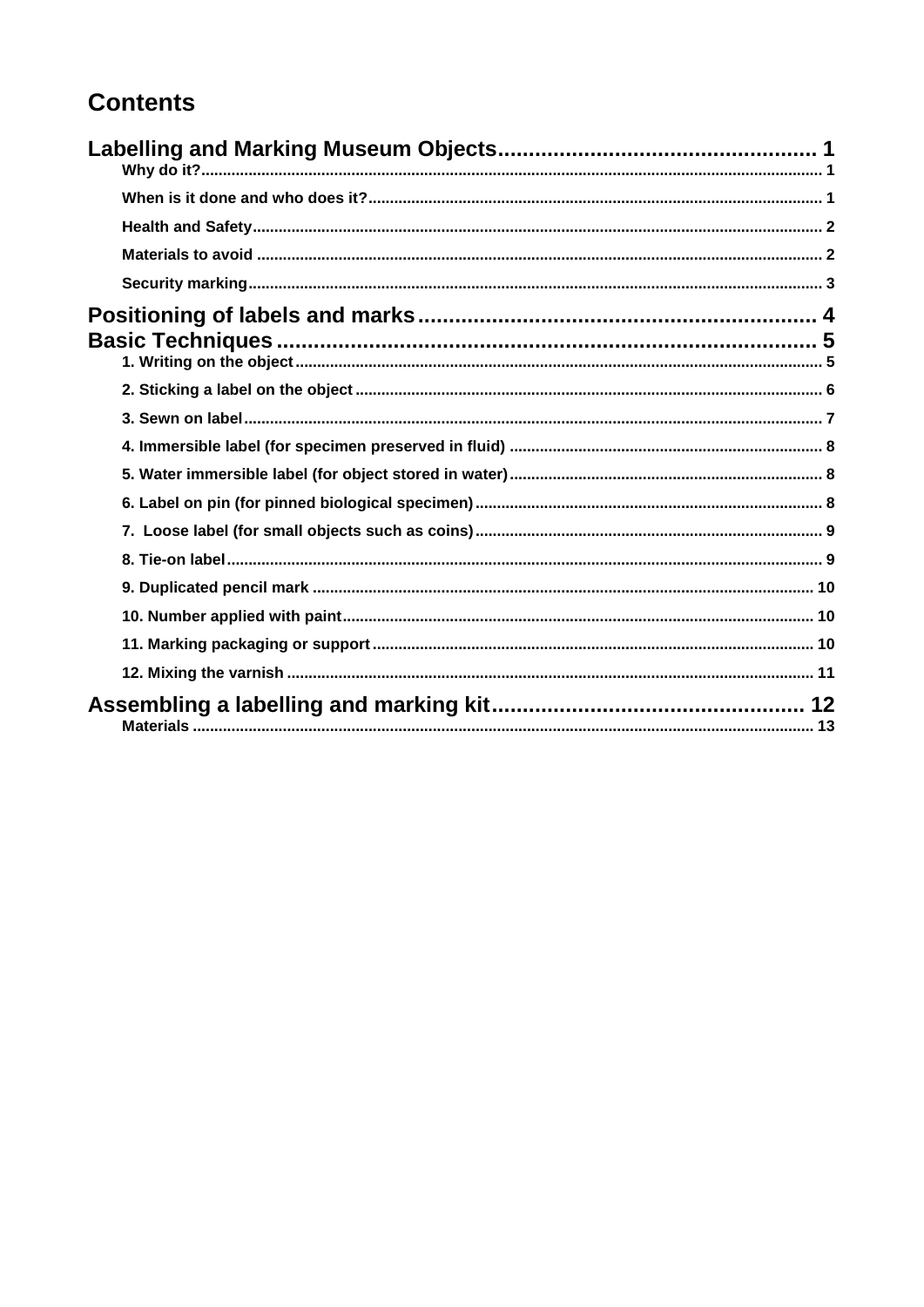# Contents

**Labelling and Marking Museum Objects** ........ 1
- Why do it? ........ 1
- When is it done and who does it? ........ 1
- Health and Safety ........ 2
- Materials to avoid ........ 2
- Security marking ........ 3

**Positioning of labels and marks** ........ 4

**Basic Techniques** ........ 5
- 1. Writing on the object ........ 5
- 2. Sticking a label on the object ........ 6
- 3. Sewn on label ........ 7
- 4. Immersible label (for specimen preserved in fluid) ........ 8
- 5. Water immersible label (for object stored in water) ........ 8
- 6. Label on pin (for pinned biological specimen) ........ 8
- 7. Loose label (for small objects such as coins) ........ 9
- 8. Tie-on label ........ 9
- 9. Duplicated pencil mark ........ 10
- 10. Number applied with paint ........ 10
- 11. Marking packaging or support ........ 10
- 12. Mixing the varnish ........ 11

**Assembling a labelling and marking kit** ........ 12
- Materials ........ 13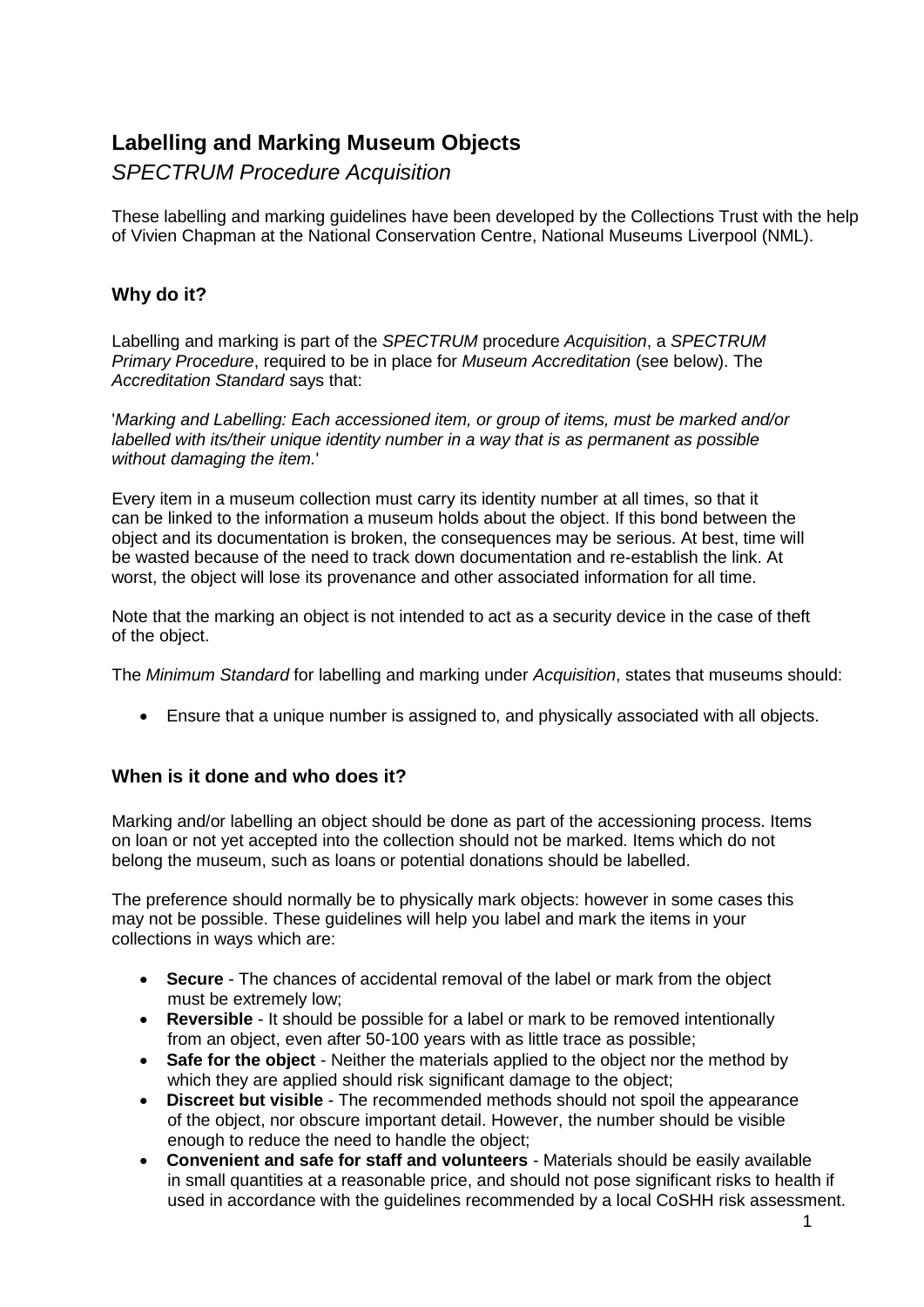# Labelling and Marking Museum Objects

*SPECTRUM Procedure Acquisition*

These labelling and marking guidelines have been developed by the Collections Trust with the help of Vivien Chapman at the National Conservation Centre, National Museums Liverpool (NML).

## Why do it?

Labelling and marking is part of the *SPECTRUM* procedure *Acquisition*, a *SPECTRUM Primary Procedure*, required to be in place for *Museum Accreditation* (see below). The *Accreditation Standard* says that:

'*Marking and Labelling: Each accessioned item, or group of items, must be marked and/or labelled with its/their unique identity number in a way that is as permanent as possible without damaging the item.*'

Every item in a museum collection must carry its identity number at all times, so that it can be linked to the information a museum holds about the object. If this bond between the object and its documentation is broken, the consequences may be serious. At best, time will be wasted because of the need to track down documentation and re-establish the link. At worst, the object will lose its provenance and other associated information for all time.

Note that the marking an object is not intended to act as a security device in the case of theft of the object.

The *Minimum Standard* for labelling and marking under *Acquisition*, states that museums should:

- Ensure that a unique number is assigned to, and physically associated with all objects.

## When is it done and who does it?

Marking and/or labelling an object should be done as part of the accessioning process. Items on loan or not yet accepted into the collection should not be marked. Items which do not belong the museum, such as loans or potential donations should be labelled.

The preference should normally be to physically mark objects: however in some cases this may not be possible. These guidelines will help you label and mark the items in your collections in ways which are:

- **Secure** - The chances of accidental removal of the label or mark from the object must be extremely low;
- **Reversible** - It should be possible for a label or mark to be removed intentionally from an object, even after 50-100 years with as little trace as possible;
- **Safe for the object** - Neither the materials applied to the object nor the method by which they are applied should risk significant damage to the object;
- **Discreet but visible** - The recommended methods should not spoil the appearance of the object, nor obscure important detail. However, the number should be visible enough to reduce the need to handle the object;
- **Convenient and safe for staff and volunteers** - Materials should be easily available in small quantities at a reasonable price, and should not pose significant risks to health if used in accordance with the guidelines recommended by a local CoSHH risk assessment.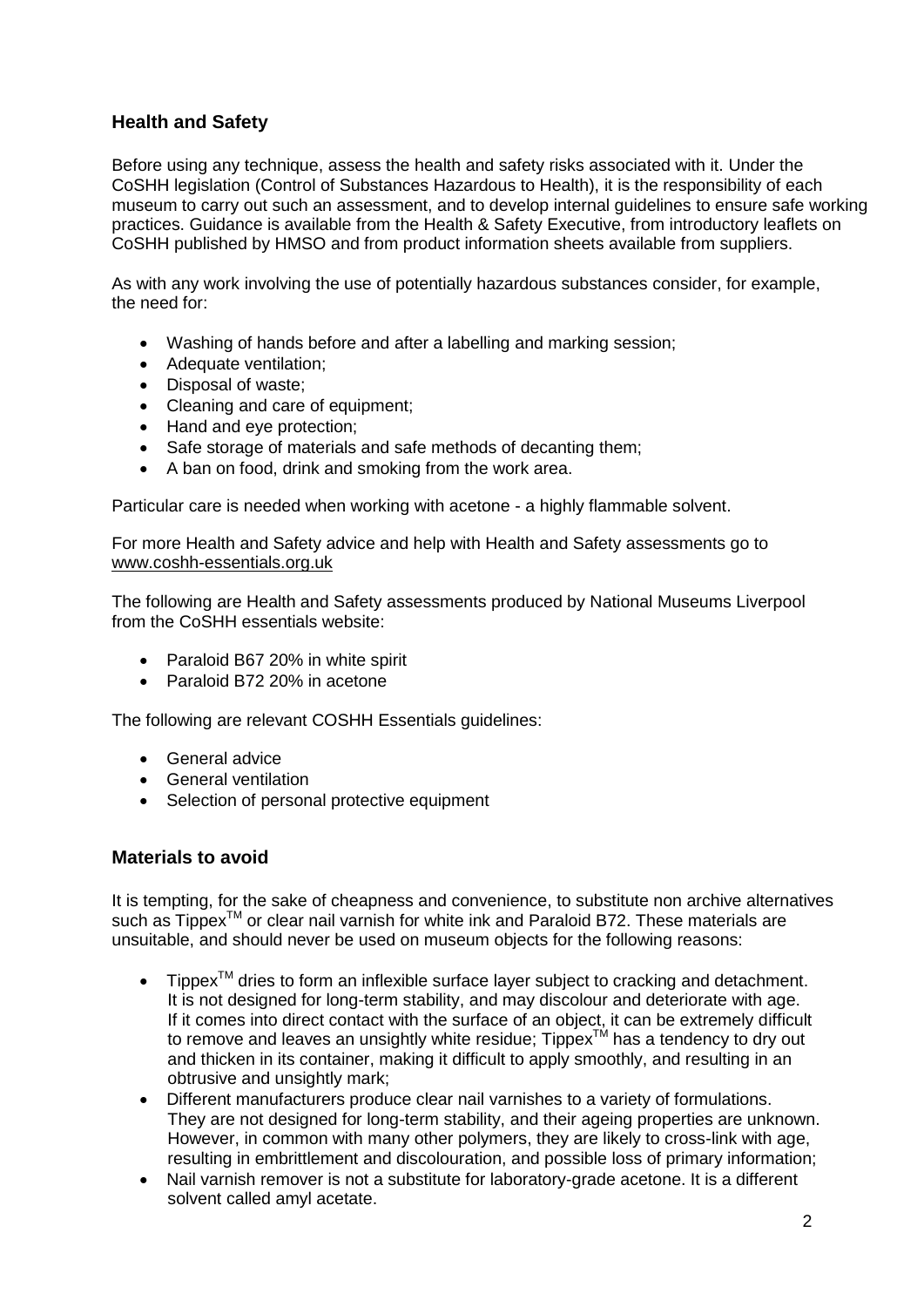## Health and Safety

Before using any technique, assess the health and safety risks associated with it. Under the CoSHH legislation (Control of Substances Hazardous to Health), it is the responsibility of each museum to carry out such an assessment, and to develop internal guidelines to ensure safe working practices. Guidance is available from the Health & Safety Executive, from introductory leaflets on CoSHH published by HMSO and from product information sheets available from suppliers.

As with any work involving the use of potentially hazardous substances consider, for example, the need for:

- Washing of hands before and after a labelling and marking session;
- Adequate ventilation;
- Disposal of waste;
- Cleaning and care of equipment;
- Hand and eye protection;
- Safe storage of materials and safe methods of decanting them;
- A ban on food, drink and smoking from the work area.

Particular care is needed when working with acetone - a highly flammable solvent.

For more Health and Safety advice and help with Health and Safety assessments go to www.coshh-essentials.org.uk

The following are Health and Safety assessments produced by National Museums Liverpool from the CoSHH essentials website:

- Paraloid B67 20% in white spirit
- Paraloid B72 20% in acetone

The following are relevant COSHH Essentials guidelines:

- General advice
- General ventilation
- Selection of personal protective equipment

## Materials to avoid

It is tempting, for the sake of cheapness and convenience, to substitute non archive alternatives such as Tippex™ or clear nail varnish for white ink and Paraloid B72. These materials are unsuitable, and should never be used on museum objects for the following reasons:

- Tippex™ dries to form an inflexible surface layer subject to cracking and detachment. It is not designed for long-term stability, and may discolour and deteriorate with age. If it comes into direct contact with the surface of an object, it can be extremely difficult to remove and leaves an unsightly white residue; Tippex™ has a tendency to dry out and thicken in its container, making it difficult to apply smoothly, and resulting in an obtrusive and unsightly mark;
- Different manufacturers produce clear nail varnishes to a variety of formulations. They are not designed for long-term stability, and their ageing properties are unknown. However, in common with many other polymers, they are likely to cross-link with age, resulting in embrittlement and discolouration, and possible loss of primary information;
- Nail varnish remover is not a substitute for laboratory-grade acetone. It is a different solvent called amyl acetate.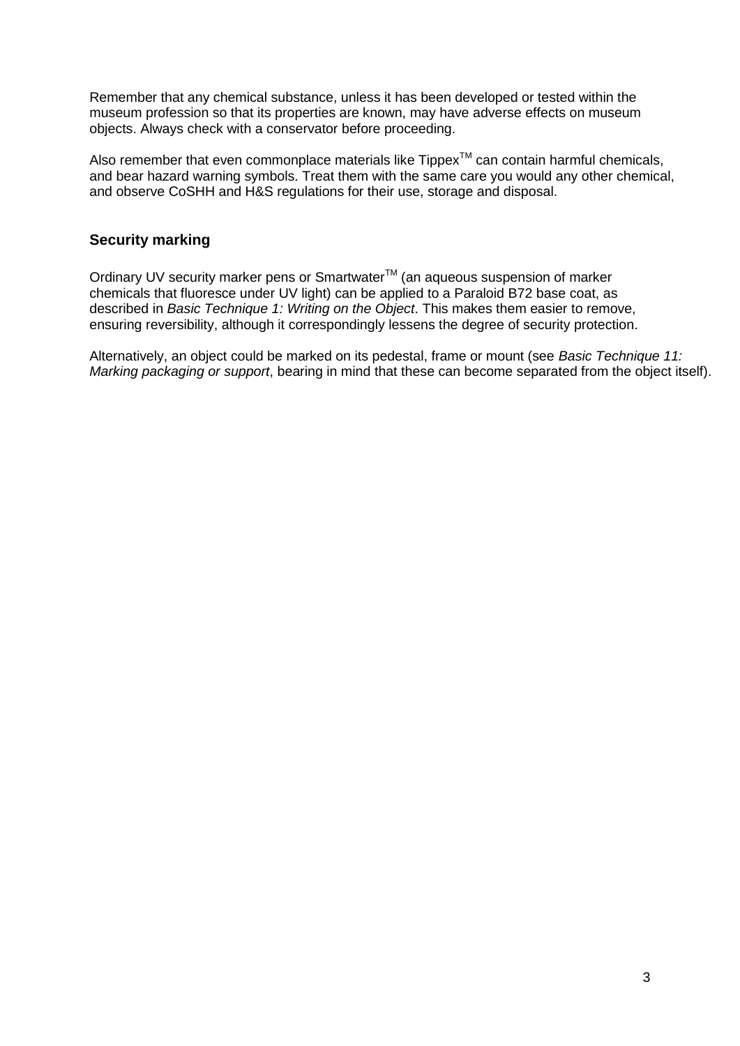Remember that any chemical substance, unless it has been developed or tested within the museum profession so that its properties are known, may have adverse effects on museum objects. Always check with a conservator before proceeding.

Also remember that even commonplace materials like Tippex™ can contain harmful chemicals, and bear hazard warning symbols. Treat them with the same care you would any other chemical, and observe CoSHH and H&S regulations for their use, storage and disposal.

## Security marking

Ordinary UV security marker pens or Smartwater™ (an aqueous suspension of marker chemicals that fluoresce under UV light) can be applied to a Paraloid B72 base coat, as described in *Basic Technique 1: Writing on the Object*. This makes them easier to remove, ensuring reversibility, although it correspondingly lessens the degree of security protection.

Alternatively, an object could be marked on its pedestal, frame or mount (see *Basic Technique 11: Marking packaging or support*, bearing in mind that these can become separated from the object itself).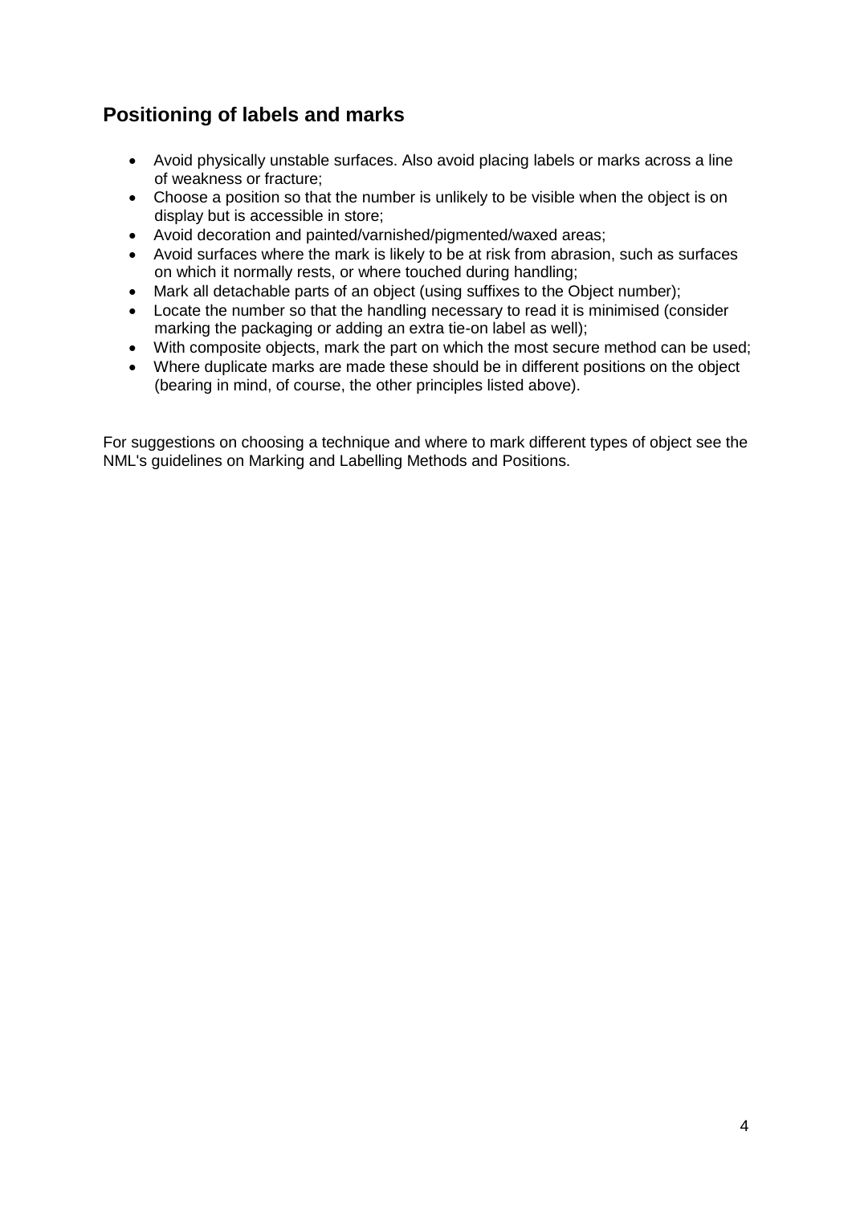## Positioning of labels and marks

- Avoid physically unstable surfaces. Also avoid placing labels or marks across a line of weakness or fracture;
- Choose a position so that the number is unlikely to be visible when the object is on display but is accessible in store;
- Avoid decoration and painted/varnished/pigmented/waxed areas;
- Avoid surfaces where the mark is likely to be at risk from abrasion, such as surfaces on which it normally rests, or where touched during handling;
- Mark all detachable parts of an object (using suffixes to the Object number);
- Locate the number so that the handling necessary to read it is minimised (consider marking the packaging or adding an extra tie-on label as well);
- With composite objects, mark the part on which the most secure method can be used;
- Where duplicate marks are made these should be in different positions on the object (bearing in mind, of course, the other principles listed above).

For suggestions on choosing a technique and where to mark different types of object see the NML's guidelines on Marking and Labelling Methods and Positions.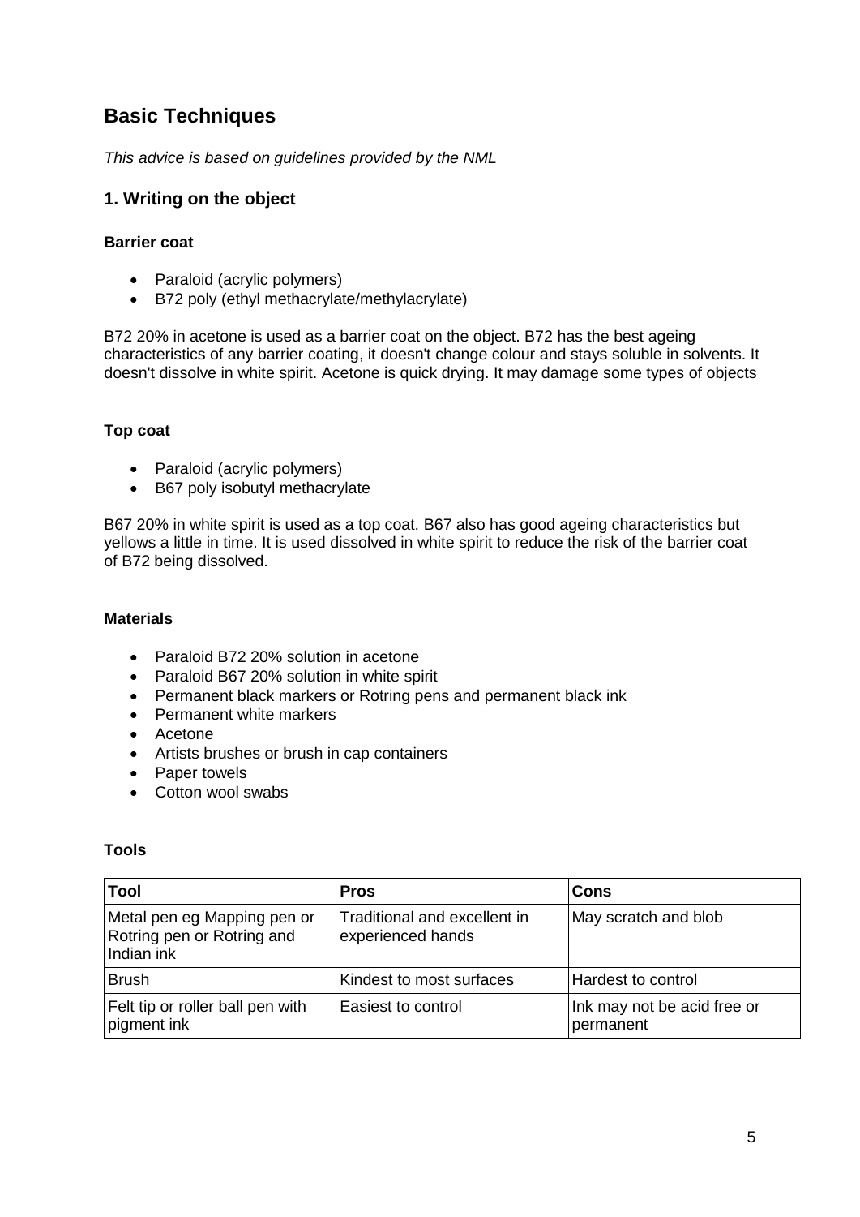## Basic Techniques

*This advice is based on guidelines provided by the NML*

### 1. Writing on the object

**Barrier coat**

- Paraloid (acrylic polymers)
- B72 poly (ethyl methacrylate/methylacrylate)

B72 20% in acetone is used as a barrier coat on the object. B72 has the best ageing characteristics of any barrier coating, it doesn't change colour and stays soluble in solvents. It doesn't dissolve in white spirit. Acetone is quick drying. It may damage some types of objects

**Top coat**

- Paraloid (acrylic polymers)
- B67 poly isobutyl methacrylate

B67 20% in white spirit is used as a top coat. B67 also has good ageing characteristics but yellows a little in time. It is used dissolved in white spirit to reduce the risk of the barrier coat of B72 being dissolved.

**Materials**

- Paraloid B72 20% solution in acetone
- Paraloid B67 20% solution in white spirit
- Permanent black markers or Rotring pens and permanent black ink
- Permanent white markers
- Acetone
- Artists brushes or brush in cap containers
- Paper towels
- Cotton wool swabs

**Tools**

| Tool | Pros | Cons |
|---|---|---|
| Metal pen eg Mapping pen or Rotring pen or Rotring and Indian ink | Traditional and excellent in experienced hands | May scratch and blob |
| Brush | Kindest to most surfaces | Hardest to control |
| Felt tip or roller ball pen with pigment ink | Easiest to control | Ink may not be acid free or permanent |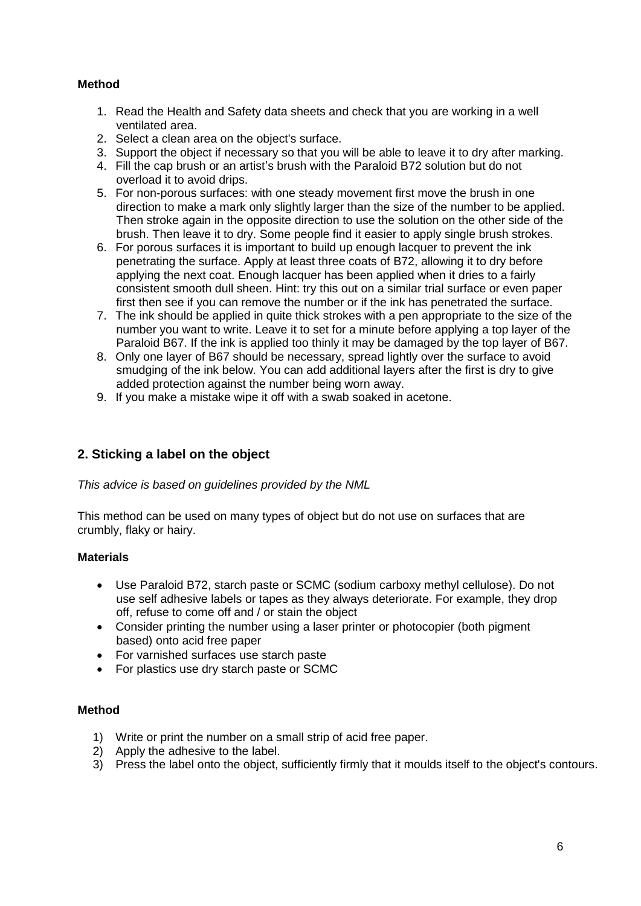**Method**

1. Read the Health and Safety data sheets and check that you are working in a well ventilated area.
2. Select a clean area on the object's surface.
3. Support the object if necessary so that you will be able to leave it to dry after marking.
4. Fill the cap brush or an artist's brush with the Paraloid B72 solution but do not overload it to avoid drips.
5. For non-porous surfaces: with one steady movement first move the brush in one direction to make a mark only slightly larger than the size of the number to be applied. Then stroke again in the opposite direction to use the solution on the other side of the brush. Then leave it to dry. Some people find it easier to apply single brush strokes.
6. For porous surfaces it is important to build up enough lacquer to prevent the ink penetrating the surface. Apply at least three coats of B72, allowing it to dry before applying the next coat. Enough lacquer has been applied when it dries to a fairly consistent smooth dull sheen. Hint: try this out on a similar trial surface or even paper first then see if you can remove the number or if the ink has penetrated the surface.
7. The ink should be applied in quite thick strokes with a pen appropriate to the size of the number you want to write. Leave it to set for a minute before applying a top layer of the Paraloid B67. If the ink is applied too thinly it may be damaged by the top layer of B67.
8. Only one layer of B67 should be necessary, spread lightly over the surface to avoid smudging of the ink below. You can add additional layers after the first is dry to give added protection against the number being worn away.
9. If you make a mistake wipe it off with a swab soaked in acetone.

## 2. Sticking a label on the object

*This advice is based on guidelines provided by the NML*

This method can be used on many types of object but do not use on surfaces that are crumbly, flaky or hairy.

**Materials**

- Use Paraloid B72, starch paste or SCMC (sodium carboxy methyl cellulose). Do not use self adhesive labels or tapes as they always deteriorate. For example, they drop off, refuse to come off and / or stain the object
- Consider printing the number using a laser printer or photocopier (both pigment based) onto acid free paper
- For varnished surfaces use starch paste
- For plastics use dry starch paste or SCMC

**Method**

1) Write or print the number on a small strip of acid free paper.
2) Apply the adhesive to the label.
3) Press the label onto the object, sufficiently firmly that it moulds itself to the object's contours.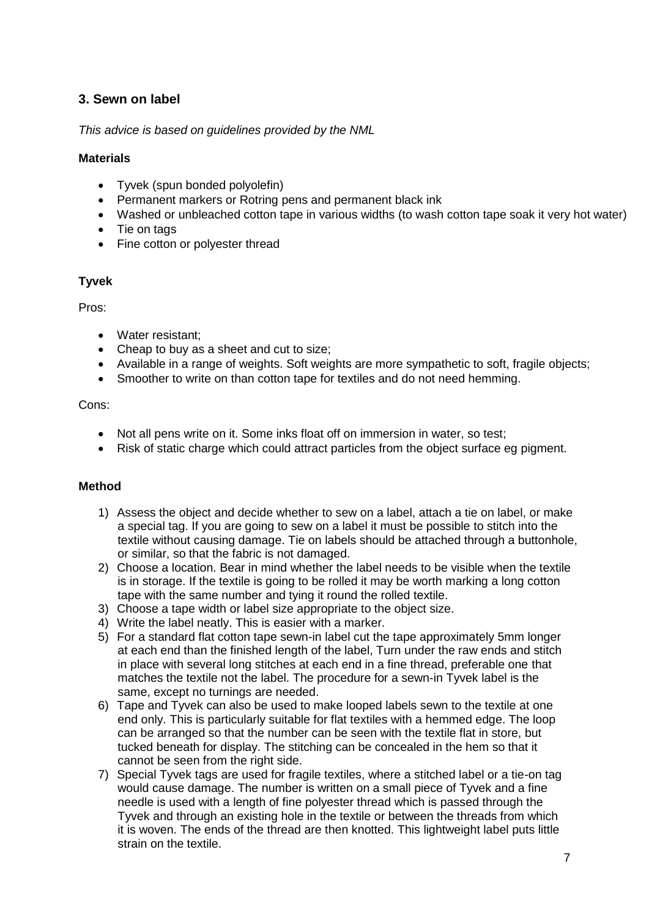## 3. Sewn on label

*This advice is based on guidelines provided by the NML*

**Materials**

- Tyvek (spun bonded polyolefin)
- Permanent markers or Rotring pens and permanent black ink
- Washed or unbleached cotton tape in various widths (to wash cotton tape soak it very hot water)
- Tie on tags
- Fine cotton or polyester thread

**Tyvek**

Pros:

- Water resistant;
- Cheap to buy as a sheet and cut to size;
- Available in a range of weights. Soft weights are more sympathetic to soft, fragile objects;
- Smoother to write on than cotton tape for textiles and do not need hemming.

Cons:

- Not all pens write on it. Some inks float off on immersion in water, so test;
- Risk of static charge which could attract particles from the object surface eg pigment.

**Method**

1) Assess the object and decide whether to sew on a label, attach a tie on label, or make a special tag. If you are going to sew on a label it must be possible to stitch into the textile without causing damage. Tie on labels should be attached through a buttonhole, or similar, so that the fabric is not damaged.
2) Choose a location. Bear in mind whether the label needs to be visible when the textile is in storage. If the textile is going to be rolled it may be worth marking a long cotton tape with the same number and tying it round the rolled textile.
3) Choose a tape width or label size appropriate to the object size.
4) Write the label neatly. This is easier with a marker.
5) For a standard flat cotton tape sewn-in label cut the tape approximately 5mm longer at each end than the finished length of the label, Turn under the raw ends and stitch in place with several long stitches at each end in a fine thread, preferable one that matches the textile not the label. The procedure for a sewn-in Tyvek label is the same, except no turnings are needed.
6) Tape and Tyvek can also be used to make looped labels sewn to the textile at one end only. This is particularly suitable for flat textiles with a hemmed edge. The loop can be arranged so that the number can be seen with the textile flat in store, but tucked beneath for display. The stitching can be concealed in the hem so that it cannot be seen from the right side.
7) Special Tyvek tags are used for fragile textiles, where a stitched label or a tie-on tag would cause damage. The number is written on a small piece of Tyvek and a fine needle is used with a length of fine polyester thread which is passed through the Tyvek and through an existing hole in the textile or between the threads from which it is woven. The ends of the thread are then knotted. This lightweight label puts little strain on the textile.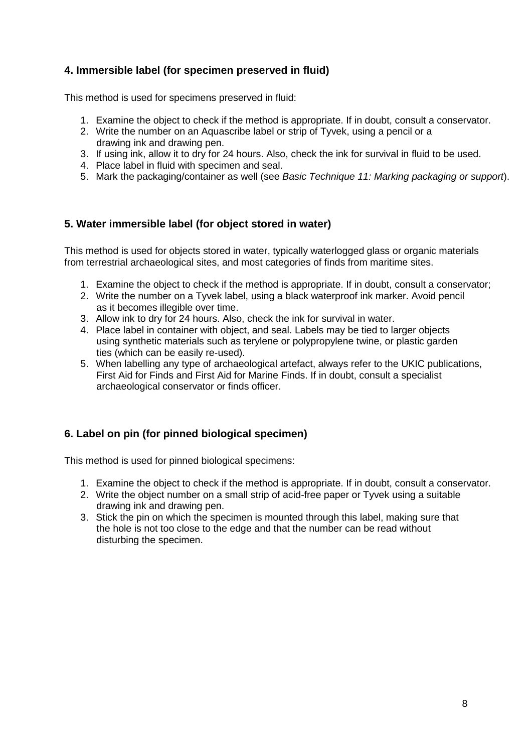### 4. Immersible label (for specimen preserved in fluid)

This method is used for specimens preserved in fluid:

1. Examine the object to check if the method is appropriate. If in doubt, consult a conservator.
2. Write the number on an Aquascribe label or strip of Tyvek, using a pencil or a drawing ink and drawing pen.
3. If using ink, allow it to dry for 24 hours. Also, check the ink for survival in fluid to be used.
4. Place label in fluid with specimen and seal.
5. Mark the packaging/container as well (see *Basic Technique 11: Marking packaging or support*).

### 5. Water immersible label (for object stored in water)

This method is used for objects stored in water, typically waterlogged glass or organic materials from terrestrial archaeological sites, and most categories of finds from maritime sites.

1. Examine the object to check if the method is appropriate. If in doubt, consult a conservator;
2. Write the number on a Tyvek label, using a black waterproof ink marker. Avoid pencil as it becomes illegible over time.
3. Allow ink to dry for 24 hours. Also, check the ink for survival in water.
4. Place label in container with object, and seal. Labels may be tied to larger objects using synthetic materials such as terylene or polypropylene twine, or plastic garden ties (which can be easily re-used).
5. When labelling any type of archaeological artefact, always refer to the UKIC publications, First Aid for Finds and First Aid for Marine Finds. If in doubt, consult a specialist archaeological conservator or finds officer.

### 6. Label on pin (for pinned biological specimen)

This method is used for pinned biological specimens:

1. Examine the object to check if the method is appropriate. If in doubt, consult a conservator.
2. Write the object number on a small strip of acid-free paper or Tyvek using a suitable drawing ink and drawing pen.
3. Stick the pin on which the specimen is mounted through this label, making sure that the hole is not too close to the edge and that the number can be read without disturbing the specimen.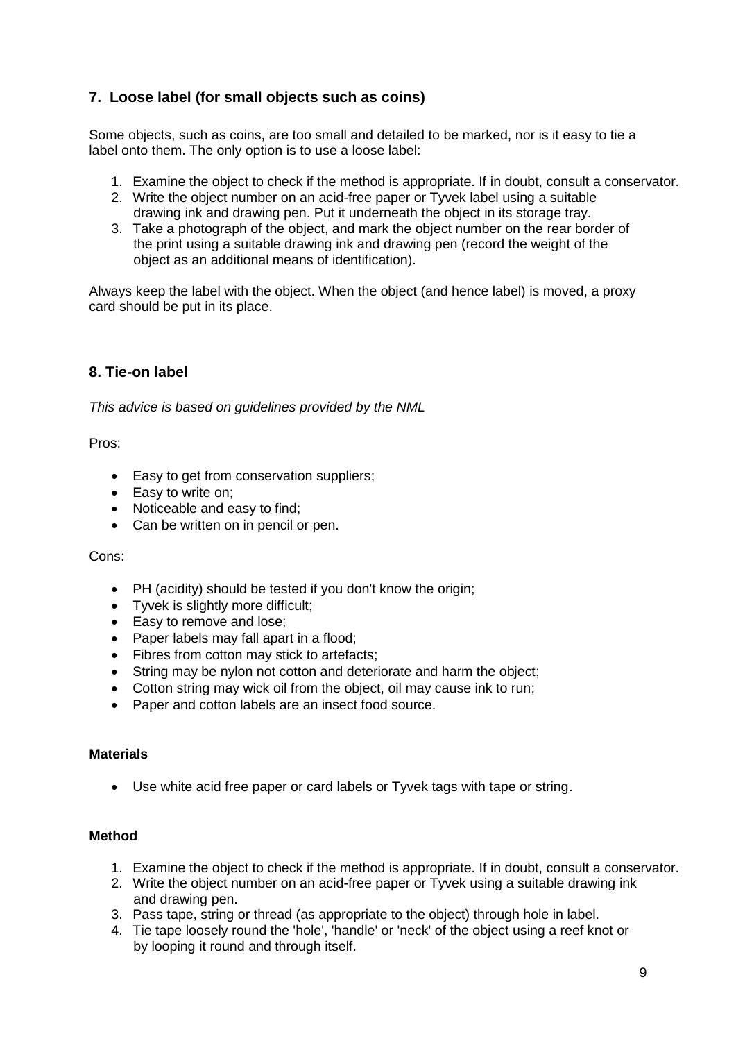## 7. Loose label (for small objects such as coins)

Some objects, such as coins, are too small and detailed to be marked, nor is it easy to tie a label onto them. The only option is to use a loose label:

1. Examine the object to check if the method is appropriate. If in doubt, consult a conservator.
2. Write the object number on an acid-free paper or Tyvek label using a suitable drawing ink and drawing pen. Put it underneath the object in its storage tray.
3. Take a photograph of the object, and mark the object number on the rear border of the print using a suitable drawing ink and drawing pen (record the weight of the object as an additional means of identification).

Always keep the label with the object. When the object (and hence label) is moved, a proxy card should be put in its place.

## 8. Tie-on label

*This advice is based on guidelines provided by the NML*

Pros:

- Easy to get from conservation suppliers;
- Easy to write on;
- Noticeable and easy to find;
- Can be written on in pencil or pen.

Cons:

- PH (acidity) should be tested if you don't know the origin;
- Tyvek is slightly more difficult;
- Easy to remove and lose;
- Paper labels may fall apart in a flood;
- Fibres from cotton may stick to artefacts;
- String may be nylon not cotton and deteriorate and harm the object;
- Cotton string may wick oil from the object, oil may cause ink to run;
- Paper and cotton labels are an insect food source.

**Materials**

- Use white acid free paper or card labels or Tyvek tags with tape or string.

**Method**

1. Examine the object to check if the method is appropriate. If in doubt, consult a conservator.
2. Write the object number on an acid-free paper or Tyvek using a suitable drawing ink and drawing pen.
3. Pass tape, string or thread (as appropriate to the object) through hole in label.
4. Tie tape loosely round the 'hole', 'handle' or 'neck' of the object using a reef knot or by looping it round and through itself.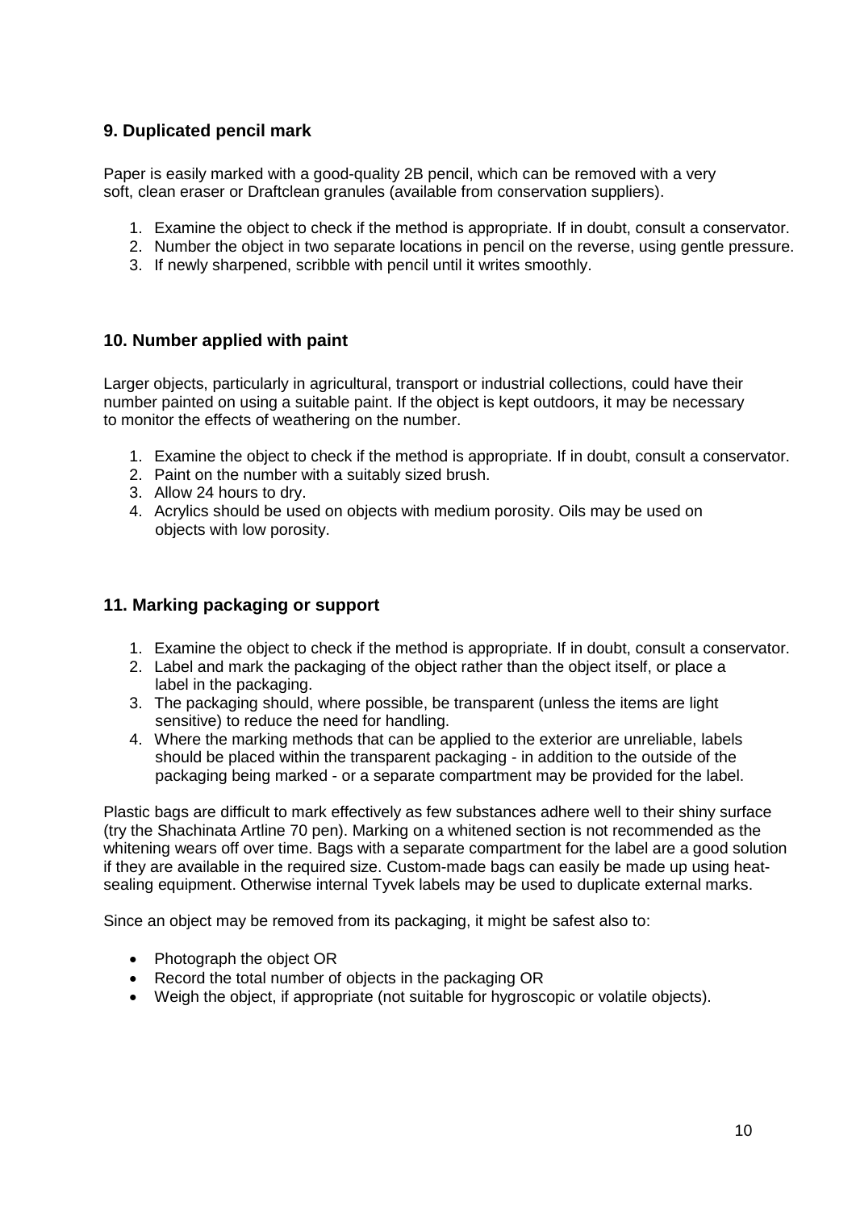## 9. Duplicated pencil mark

Paper is easily marked with a good-quality 2B pencil, which can be removed with a very soft, clean eraser or Draftclean granules (available from conservation suppliers).

1. Examine the object to check if the method is appropriate. If in doubt, consult a conservator.
2. Number the object in two separate locations in pencil on the reverse, using gentle pressure.
3. If newly sharpened, scribble with pencil until it writes smoothly.

## 10. Number applied with paint

Larger objects, particularly in agricultural, transport or industrial collections, could have their number painted on using a suitable paint. If the object is kept outdoors, it may be necessary to monitor the effects of weathering on the number.

1. Examine the object to check if the method is appropriate. If in doubt, consult a conservator.
2. Paint on the number with a suitably sized brush.
3. Allow 24 hours to dry.
4. Acrylics should be used on objects with medium porosity. Oils may be used on objects with low porosity.

## 11. Marking packaging or support

1. Examine the object to check if the method is appropriate. If in doubt, consult a conservator.
2. Label and mark the packaging of the object rather than the object itself, or place a label in the packaging.
3. The packaging should, where possible, be transparent (unless the items are light sensitive) to reduce the need for handling.
4. Where the marking methods that can be applied to the exterior are unreliable, labels should be placed within the transparent packaging - in addition to the outside of the packaging being marked - or a separate compartment may be provided for the label.

Plastic bags are difficult to mark effectively as few substances adhere well to their shiny surface (try the Shachinata Artline 70 pen). Marking on a whitened section is not recommended as the whitening wears off over time. Bags with a separate compartment for the label are a good solution if they are available in the required size. Custom-made bags can easily be made up using heat-sealing equipment. Otherwise internal Tyvek labels may be used to duplicate external marks.

Since an object may be removed from its packaging, it might be safest also to:

- Photograph the object OR
- Record the total number of objects in the packaging OR
- Weigh the object, if appropriate (not suitable for hygroscopic or volatile objects).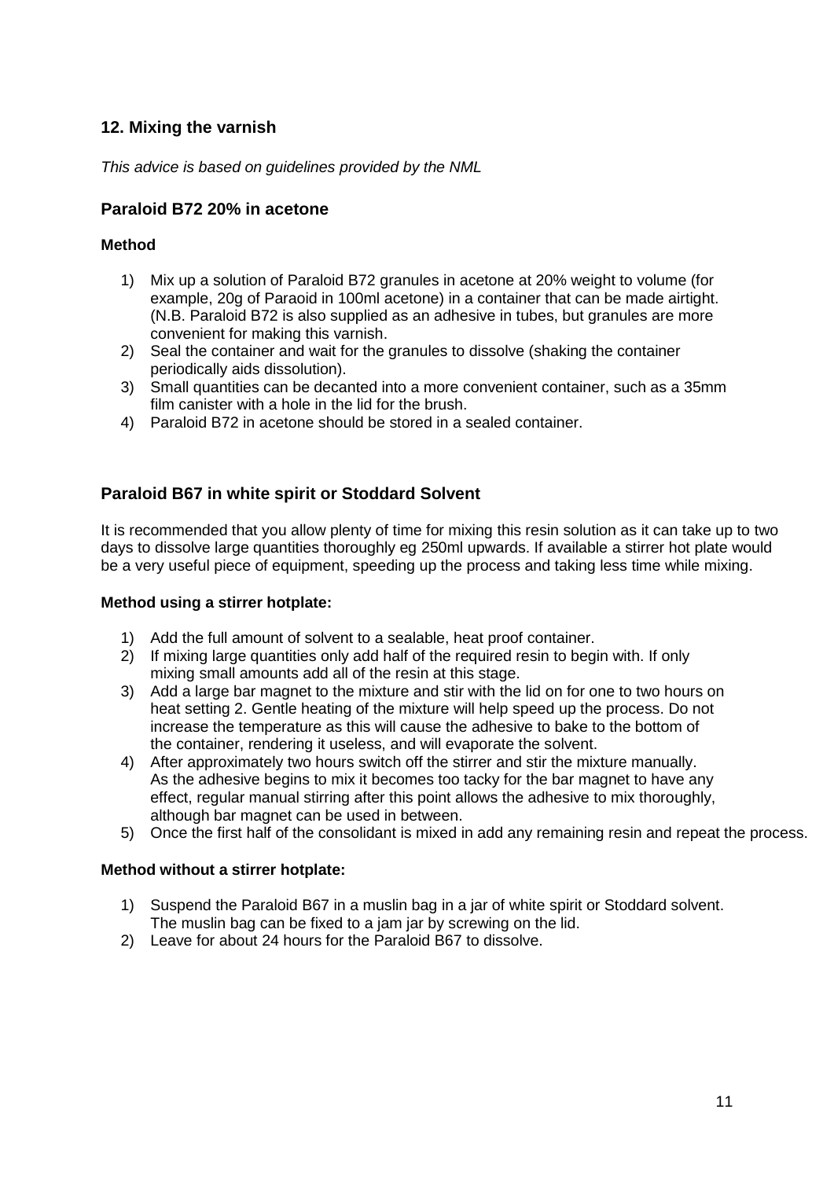## 12. Mixing the varnish

*This advice is based on guidelines provided by the NML*

### Paraloid B72 20% in acetone

#### Method

1) Mix up a solution of Paraloid B72 granules in acetone at 20% weight to volume (for example, 20g of Paraoid in 100ml acetone) in a container that can be made airtight. (N.B. Paraloid B72 is also supplied as an adhesive in tubes, but granules are more convenient for making this varnish.
2) Seal the container and wait for the granules to dissolve (shaking the container periodically aids dissolution).
3) Small quantities can be decanted into a more convenient container, such as a 35mm film canister with a hole in the lid for the brush.
4) Paraloid B72 in acetone should be stored in a sealed container.

### Paraloid B67 in white spirit or Stoddard Solvent

It is recommended that you allow plenty of time for mixing this resin solution as it can take up to two days to dissolve large quantities thoroughly eg 250ml upwards. If available a stirrer hot plate would be a very useful piece of equipment, speeding up the process and taking less time while mixing.

#### Method using a stirrer hotplate:

1) Add the full amount of solvent to a sealable, heat proof container.
2) If mixing large quantities only add half of the required resin to begin with. If only mixing small amounts add all of the resin at this stage.
3) Add a large bar magnet to the mixture and stir with the lid on for one to two hours on heat setting 2. Gentle heating of the mixture will help speed up the process. Do not increase the temperature as this will cause the adhesive to bake to the bottom of the container, rendering it useless, and will evaporate the solvent.
4) After approximately two hours switch off the stirrer and stir the mixture manually. As the adhesive begins to mix it becomes too tacky for the bar magnet to have any effect, regular manual stirring after this point allows the adhesive to mix thoroughly, although bar magnet can be used in between.
5) Once the first half of the consolidant is mixed in add any remaining resin and repeat the process.

#### Method without a stirrer hotplate:

1) Suspend the Paraloid B67 in a muslin bag in a jar of white spirit or Stoddard solvent. The muslin bag can be fixed to a jam jar by screwing on the lid.
2) Leave for about 24 hours for the Paraloid B67 to dissolve.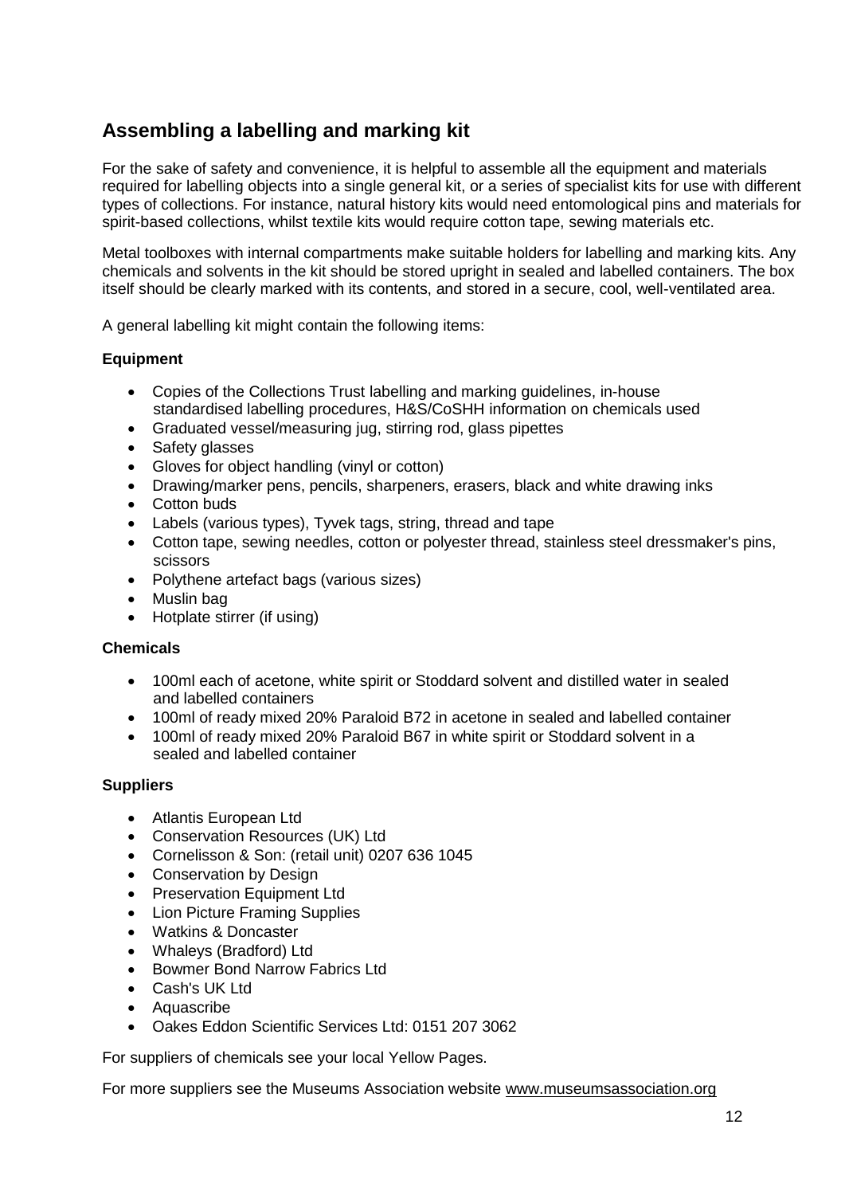## Assembling a labelling and marking kit

For the sake of safety and convenience, it is helpful to assemble all the equipment and materials required for labelling objects into a single general kit, or a series of specialist kits for use with different types of collections. For instance, natural history kits would need entomological pins and materials for spirit-based collections, whilst textile kits would require cotton tape, sewing materials etc.

Metal toolboxes with internal compartments make suitable holders for labelling and marking kits. Any chemicals and solvents in the kit should be stored upright in sealed and labelled containers. The box itself should be clearly marked with its contents, and stored in a secure, cool, well-ventilated area.

A general labelling kit might contain the following items:

**Equipment**

- Copies of the Collections Trust labelling and marking guidelines, in-house standardised labelling procedures, H&S/CoSHH information on chemicals used
- Graduated vessel/measuring jug, stirring rod, glass pipettes
- Safety glasses
- Gloves for object handling (vinyl or cotton)
- Drawing/marker pens, pencils, sharpeners, erasers, black and white drawing inks
- Cotton buds
- Labels (various types), Tyvek tags, string, thread and tape
- Cotton tape, sewing needles, cotton or polyester thread, stainless steel dressmaker's pins, scissors
- Polythene artefact bags (various sizes)
- Muslin bag
- Hotplate stirrer (if using)

**Chemicals**

- 100ml each of acetone, white spirit or Stoddard solvent and distilled water in sealed and labelled containers
- 100ml of ready mixed 20% Paraloid B72 in acetone in sealed and labelled container
- 100ml of ready mixed 20% Paraloid B67 in white spirit or Stoddard solvent in a sealed and labelled container

**Suppliers**

- Atlantis European Ltd
- Conservation Resources (UK) Ltd
- Cornelisson & Son: (retail unit) 0207 636 1045
- Conservation by Design
- Preservation Equipment Ltd
- Lion Picture Framing Supplies
- Watkins & Doncaster
- Whaleys (Bradford) Ltd
- Bowmer Bond Narrow Fabrics Ltd
- Cash's UK Ltd
- Aquascribe
- Oakes Eddon Scientific Services Ltd: 0151 207 3062

For suppliers of chemicals see your local Yellow Pages.

For more suppliers see the Museums Association website www.museumsassociation.org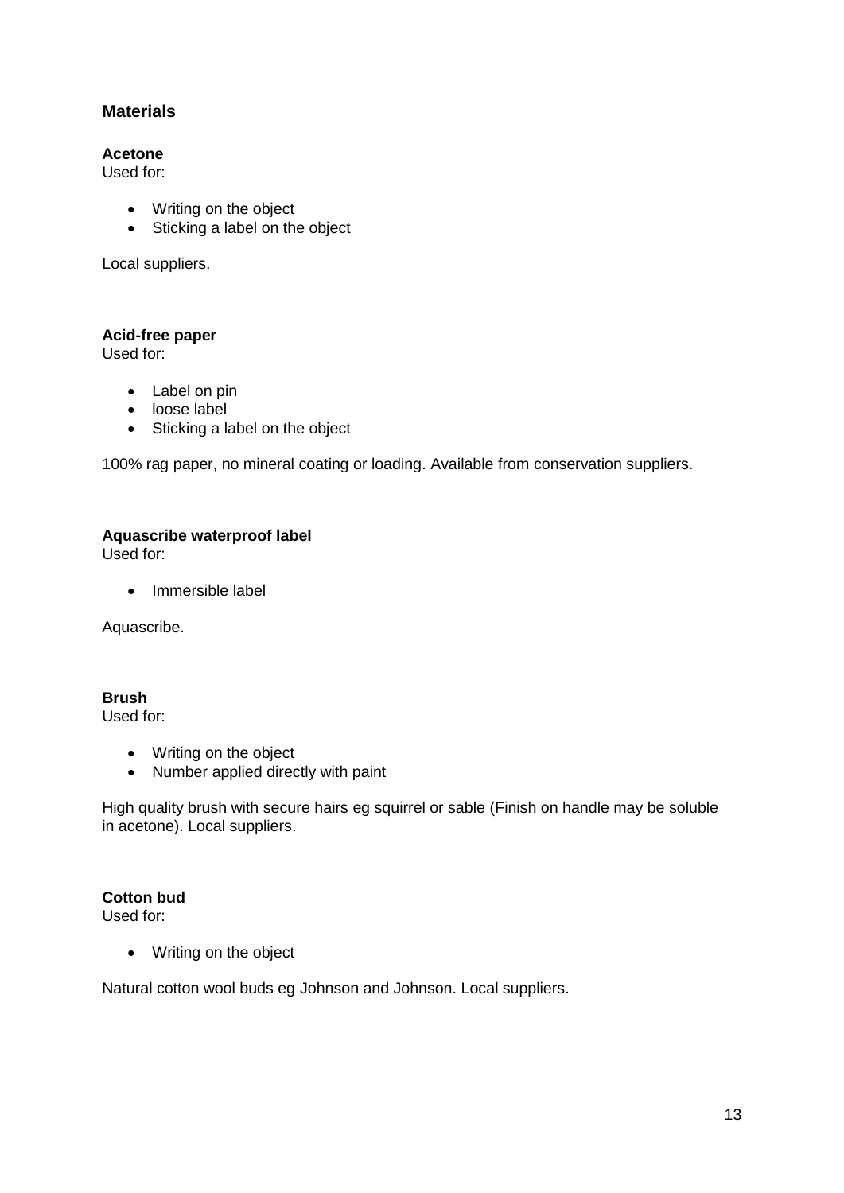## Materials

**Acetone**
Used for:

- Writing on the object
- Sticking a label on the object

Local suppliers.

**Acid-free paper**
Used for:

- Label on pin
- loose label
- Sticking a label on the object

100% rag paper, no mineral coating or loading. Available from conservation suppliers.

**Aquascribe waterproof label**
Used for:

- Immersible label

Aquascribe.

**Brush**
Used for:

- Writing on the object
- Number applied directly with paint

High quality brush with secure hairs eg squirrel or sable (Finish on handle may be soluble in acetone). Local suppliers.

**Cotton bud**
Used for:

- Writing on the object

Natural cotton wool buds eg Johnson and Johnson. Local suppliers.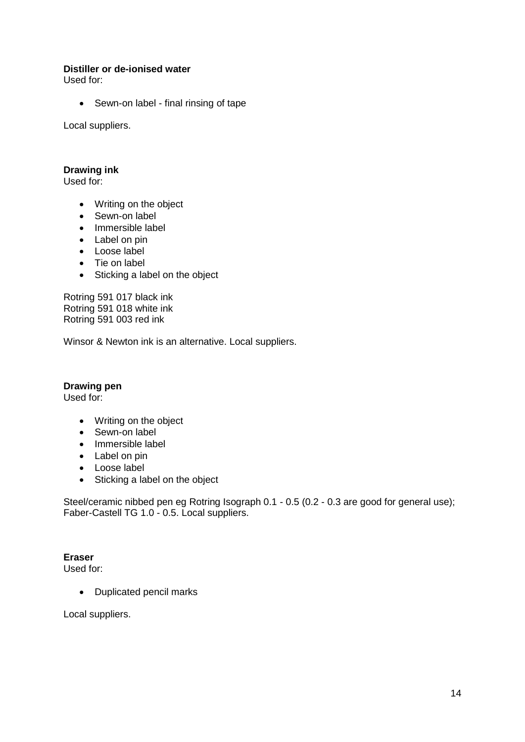**Distiller or de-ionised water**
Used for:

- Sewn-on label - final rinsing of tape

Local suppliers.

**Drawing ink**
Used for:

- Writing on the object
- Sewn-on label
- Immersible label
- Label on pin
- Loose label
- Tie on label
- Sticking a label on the object

Rotring 591 017 black ink
Rotring 591 018 white ink
Rotring 591 003 red ink

Winsor & Newton ink is an alternative. Local suppliers.

**Drawing pen**
Used for:

- Writing on the object
- Sewn-on label
- Immersible label
- Label on pin
- Loose label
- Sticking a label on the object

Steel/ceramic nibbed pen eg Rotring Isograph 0.1 - 0.5 (0.2 - 0.3 are good for general use); Faber-Castell TG 1.0 - 0.5. Local suppliers.

**Eraser**
Used for:

- Duplicated pencil marks

Local suppliers.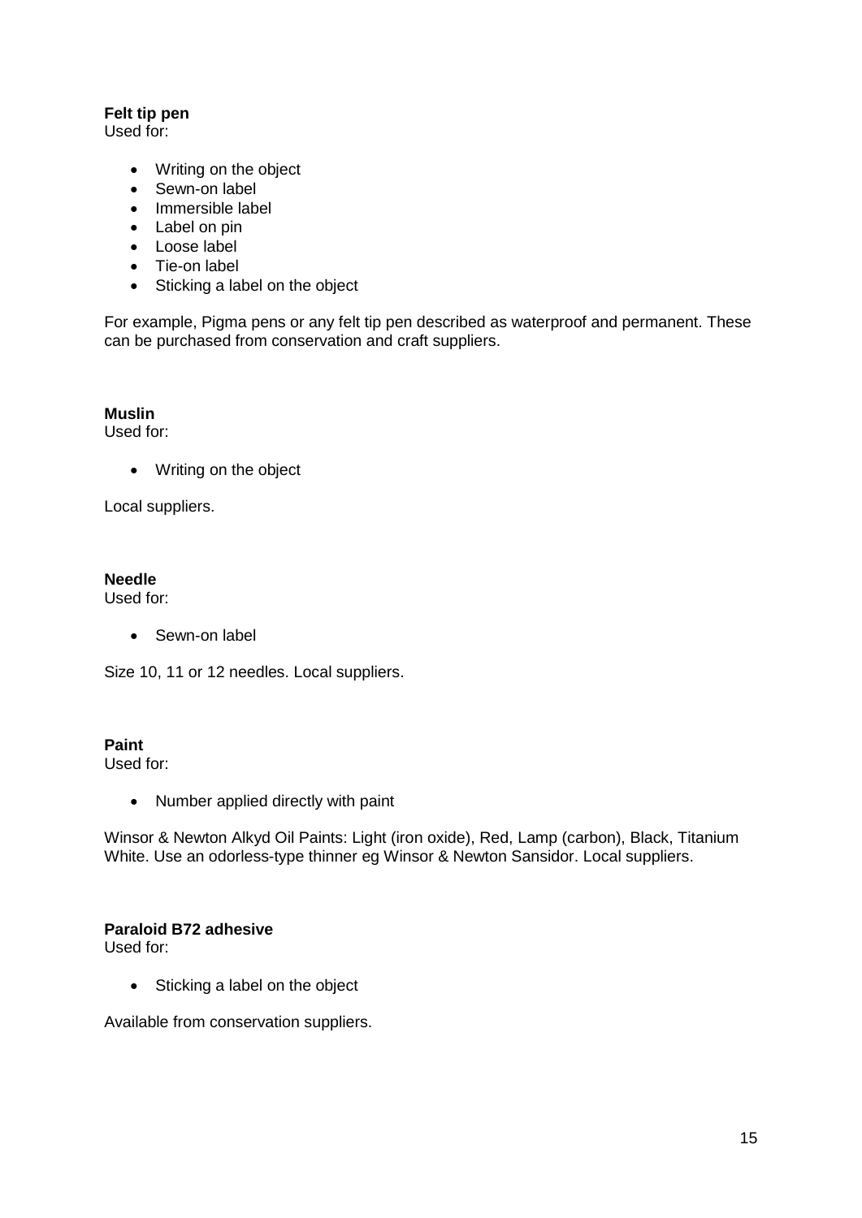**Felt tip pen**
Used for:

- Writing on the object
- Sewn-on label
- Immersible label
- Label on pin
- Loose label
- Tie-on label
- Sticking a label on the object

For example, Pigma pens or any felt tip pen described as waterproof and permanent. These can be purchased from conservation and craft suppliers.

**Muslin**
Used for:

- Writing on the object

Local suppliers.

**Needle**
Used for:

- Sewn-on label

Size 10, 11 or 12 needles. Local suppliers.

**Paint**
Used for:

- Number applied directly with paint

Winsor & Newton Alkyd Oil Paints: Light (iron oxide), Red, Lamp (carbon), Black, Titanium White. Use an odorless-type thinner eg Winsor & Newton Sansidor. Local suppliers.

**Paraloid B72 adhesive**
Used for:

- Sticking a label on the object

Available from conservation suppliers.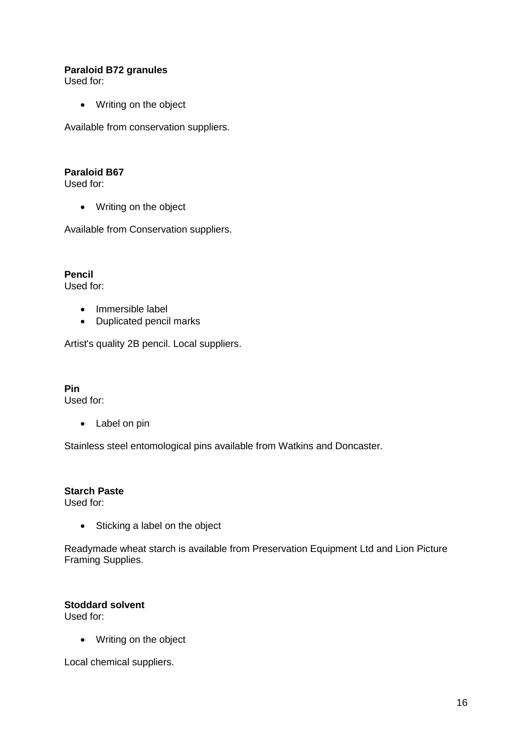**Paraloid B72 granules**
Used for:

- Writing on the object

Available from conservation suppliers.

**Paraloid B67**
Used for:

- Writing on the object

Available from Conservation suppliers.

**Pencil**
Used for:

- Immersible label
- Duplicated pencil marks

Artist's quality 2B pencil. Local suppliers.

**Pin**
Used for:

- Label on pin

Stainless steel entomological pins available from Watkins and Doncaster.

**Starch Paste**
Used for:

- Sticking a label on the object

Readymade wheat starch is available from Preservation Equipment Ltd and Lion Picture Framing Supplies.

**Stoddard solvent**
Used for:

- Writing on the object

Local chemical suppliers.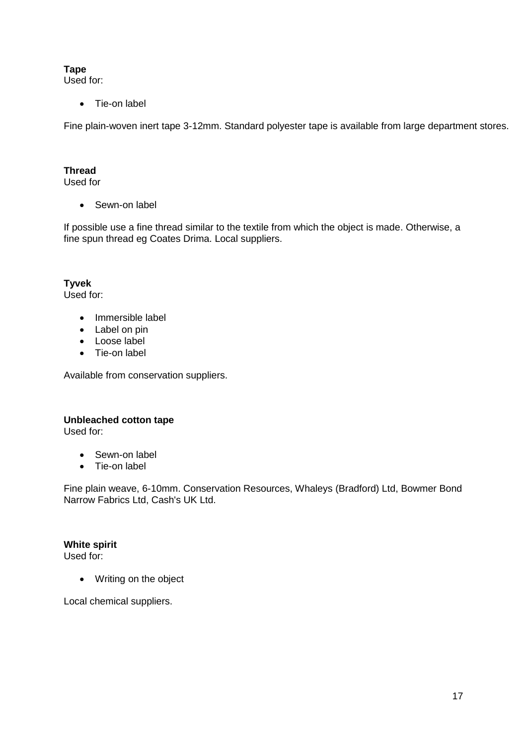**Tape**
Used for:

- Tie-on label

Fine plain-woven inert tape 3-12mm. Standard polyester tape is available from large department stores.

**Thread**
Used for

- Sewn-on label

If possible use a fine thread similar to the textile from which the object is made. Otherwise, a fine spun thread eg Coates Drima. Local suppliers.

**Tyvek**
Used for:

- Immersible label
- Label on pin
- Loose label
- Tie-on label

Available from conservation suppliers.

**Unbleached cotton tape**
Used for:

- Sewn-on label
- Tie-on label

Fine plain weave, 6-10mm. Conservation Resources, Whaleys (Bradford) Ltd, Bowmer Bond Narrow Fabrics Ltd, Cash's UK Ltd.

**White spirit**
Used for:

- Writing on the object

Local chemical suppliers.